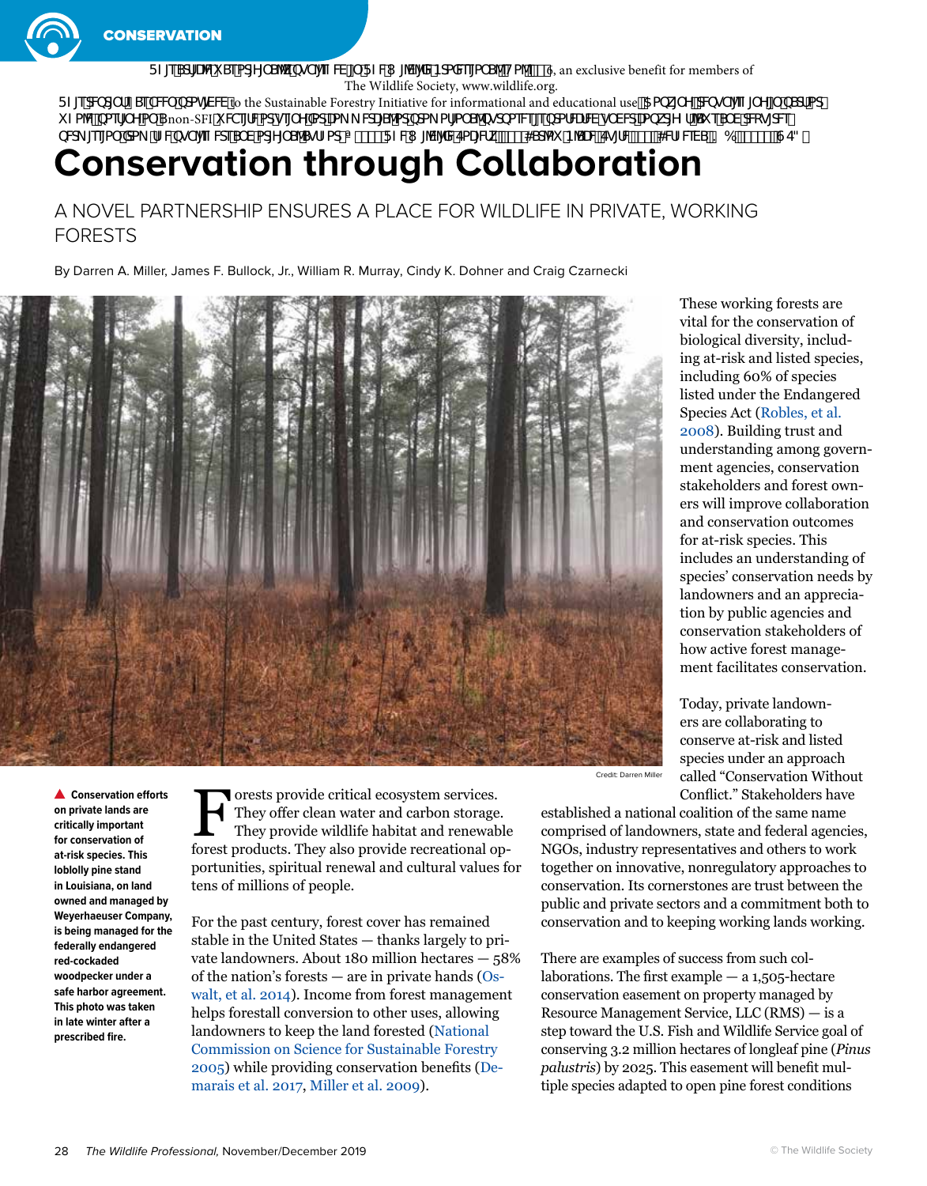# Conservation through Collaboration

## A NOVEL PARTNERSHIP ENSURES A PLACE FOR WILDLIFE IN PRIVATE, WORKING FORESTS

By Darren A. Miller, James F. Bullock, Jr., William R. Murray, Cindy K. Dohner and Craig Czarnecki

Credit: Darren Miller

▲ **Conservation efforts on private lands are critically important for conservation of at-risk species. This loblolly pine stand in Louisiana, on land owned and managed by Weyerhaeuser Company, is being managed for the federally endangered red-cockaded woodpecker under a safe harbor agreement. This photo was taken in late winter after a prescribed fire.**

Forests provide critical ecosystem services. They offer clean water and carbon storage. They provide wildlife habitat and renewable forest products. They also provide recreational opportunities, spiritual renewal and cultural values for tens of millions of people.

For the past century, forest cover has remained stable in the United States — thanks largely to private landowners. About 180 million hectares — 58% of the nation's forests — are in private hands (Oswalt, et al. 2014). Income from forest management helps forestall conversion to other uses, allowing landowners to keep the land forested (National Commission on Science for Sustainable Forestry 2005) while providing conservation benefits (Demarais et al. 2017, Miller et al. 2009).

These working forests are vital for the conservation of biological diversity, including at-risk and listed species, including 60% of species listed under the Endangered Species Act (Robles, et al. 2008). Building trust and understanding among government agencies, conservation stakeholders and forest owners will improve collaboration and conservation outcomes for at-risk species. This includes an understanding of species' conservation needs by landowners and an appreciation by public agencies and conservation stakeholders of how active forest management facilitates conservation.

Today, private landowners are collaborating to conserve at-risk and listed species under an approach called "Conservation Without Conflict." Stakeholders have established a national coalition of the same name comprised of landowners, state and federal agencies, NGOs, industry representatives and others to work together on innovative, nonregulatory approaches to conservation. Its cornerstones are trust between the public and private sectors and a commitment both to conservation and to keeping working lands working.

There are examples of success from such collaborations. The first example — a 1,505-hectare conservation easement on property managed by Resource Management Service, LLC (RMS) — is a step toward the U.S. Fish and Wildlife Service goal of conserving 3.2 million hectares of longleaf pine (*Pinus palustris*) by 2025. This easement will benefit multiple species adapted to open pine forest conditions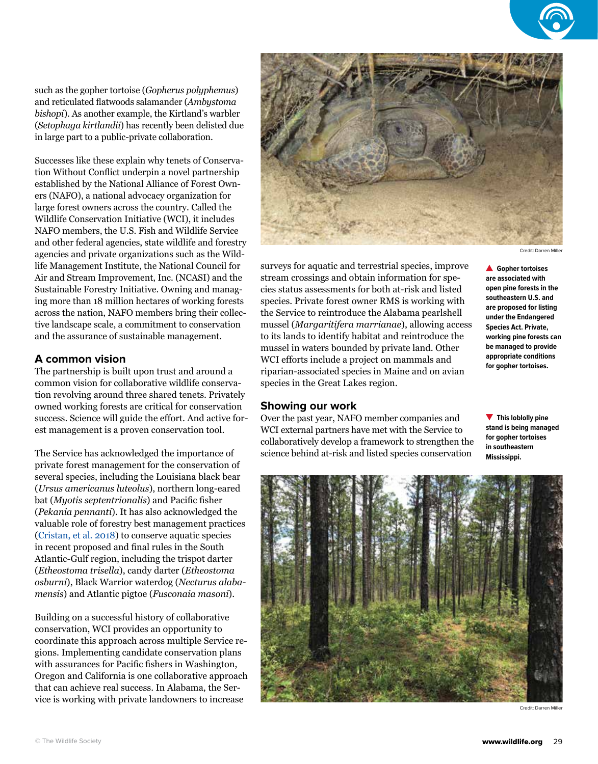such as the gopher tortoise (*Gopherus polyphemus*) and reticulated flatwoods salamander (*Ambystoma bishopi*). As another example, the Kirtland's warbler (*Setophaga kirtlandii*) has recently been delisted due in large part to a public-private collaboration.

Successes like these explain why tenets of Conservation Without Conflict underpin a novel partnership established by the National Alliance of Forest Owners (NAFO), a national advocacy organization for large forest owners across the country. Called the Wildlife Conservation Initiative (WCI), it includes NAFO members, the U.S. Fish and Wildlife Service and other federal agencies, state wildlife and forestry agencies and private organizations such as the Wildlife Management Institute, the National Council for Air and Stream Improvement, Inc. (NCASI) and the Sustainable Forestry Initiative. Owning and managing more than 18 million hectares of working forests across the nation, NAFO members bring their collective landscape scale, a commitment to conservation and the assurance of sustainable management.

## A common vision

The partnership is built upon trust and around a common vision for collaborative wildlife conservation revolving around three shared tenets. Privately owned working forests are critical for conservation success. Science will guide the effort. And active forest management is a proven conservation tool.

The Service has acknowledged the importance of private forest management for the conservation of several species, including the Louisiana black bear (*Ursus americanus luteolus*), northern long-eared bat (*Myotis septentrionalis*) and Pacific fisher (*Pekania pennanti*). It has also acknowledged the valuable role of forestry best management practices (Cristan, et al. 2018) to conserve aquatic species in recent proposed and final rules in the South Atlantic-Gulf region, including the trispot darter (*Etheostoma trisella*), candy darter (*Etheostoma osburni*), Black Warrior waterdog (*Necturus alabamensis*) and Atlantic pigtoe (*Fusconaia masoni*).

Building on a successful history of collaborative conservation, WCI provides an opportunity to coordinate this approach across multiple Service regions. Implementing candidate conservation plans with assurances for Pacific fishers in Washington, Oregon and California is one collaborative approach that can achieve real success. In Alabama, the Service is working with private landowners to increase surveys for aquatic and terrestrial species, improve stream crossings and obtain information for species status assessments for both at-risk and listed species. Private forest owner RMS is working with the Service to reintroduce the Alabama pearlshell mussel (*Margaritifera marrianae*), allowing access to its lands to identify habitat and reintroduce the mussel in waters bounded by private land. Other WCI efforts include a project on mammals and riparian-associated species in Maine and on avian species in the Great Lakes region.

Credit: Darren Miller

▲ **Gopher tortoises are associated with open pine forests in the southeastern U.S. and are proposed for listing under the Endangered Species Act. Private, working pine forests can be managed to provide appropriate conditions for gopher tortoises.**

## Showing our work

Over the past year, NAFO member companies and WCI external partners have met with the Service to collaboratively develop a framework to strengthen the science behind at-risk and listed species conservation

▼ **This loblolly pine stand is being managed for gopher tortoises in southeastern Mississippi.**

Credit: Darren Miller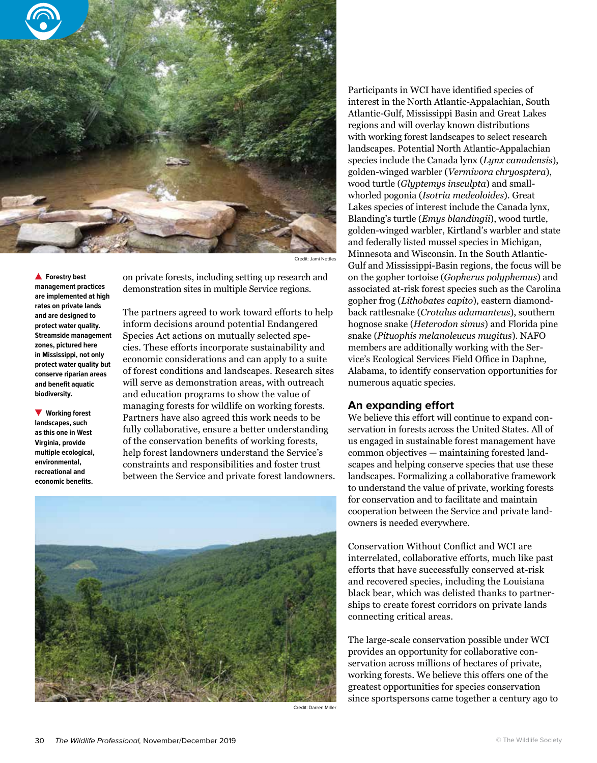▲ **Forestry best management practices are implemented at high rates on private lands and are designed to protect water quality. Streamside management zones, pictured here in Mississippi, not only protect water quality but conserve riparian areas and benefit aquatic biodiversity.**

Credit: Jami Nettles

▼ **Working forest landscapes, such as this one in West Virginia, provide multiple ecological, environmental, recreational and economic benefits.**

Credit: Darren Miller

on private forests, including setting up research and demonstration sites in multiple Service regions.

The partners agreed to work toward efforts to help inform decisions around potential Endangered Species Act actions on mutually selected species. These efforts incorporate sustainability and economic considerations and can apply to a suite of forest conditions and landscapes. Research sites will serve as demonstration areas, with outreach and education programs to show the value of managing forests for wildlife on working forests. Partners have also agreed this work needs to be fully collaborative, ensure a better understanding of the conservation benefits of working forests, help forest landowners understand the Service's constraints and responsibilities and foster trust between the Service and private forest landowners.

Participants in WCI have identified species of interest in the North Atlantic-Appalachian, South Atlantic-Gulf, Mississippi Basin and Great Lakes regions and will overlay known distributions with working forest landscapes to select research landscapes. Potential North Atlantic-Appalachian species include the Canada lynx (*Lynx canadensis*), golden-winged warbler (*Vermivora chryosptera*), wood turtle (*Glyptemys insculpta*) and small-whorled pogonia (*Isotria medeoloides*). Great Lakes species of interest include the Canada lynx, Blanding's turtle (*Emys blandingii*), wood turtle, golden-winged warbler, Kirtland's warbler and state and federally listed mussel species in Michigan, Minnesota and Wisconsin. In the South Atlantic-Gulf and Mississippi-Basin regions, the focus will be on the gopher tortoise (*Gopherus polyphemus*) and associated at-risk forest species such as the Carolina gopher frog (*Lithobates capito*), eastern diamond-back rattlesnake (*Crotalus adamanteus*), southern hognose snake (*Heterodon simus*) and Florida pine snake (*Pituophis melanoleucus mugitus*). NAFO members are additionally working with the Service's Ecological Services Field Office in Daphne, Alabama, to identify conservation opportunities for numerous aquatic species.

## An expanding effort

We believe this effort will continue to expand conservation in forests across the United States. All of us engaged in sustainable forest management have common objectives — maintaining forested landscapes and helping conserve species that use these landscapes. Formalizing a collaborative framework to understand the value of private, working forests for conservation and to facilitate and maintain cooperation between the Service and private landowners is needed everywhere.

Conservation Without Conflict and WCI are interrelated, collaborative efforts, much like past efforts that have successfully conserved at-risk and recovered species, including the Louisiana black bear, which was delisted thanks to partnerships to create forest corridors on private lands connecting critical areas.

The large-scale conservation possible under WCI provides an opportunity for collaborative conservation across millions of hectares of private, working forests. We believe this offers one of the greatest opportunities for species conservation since sportspersons came together a century ago to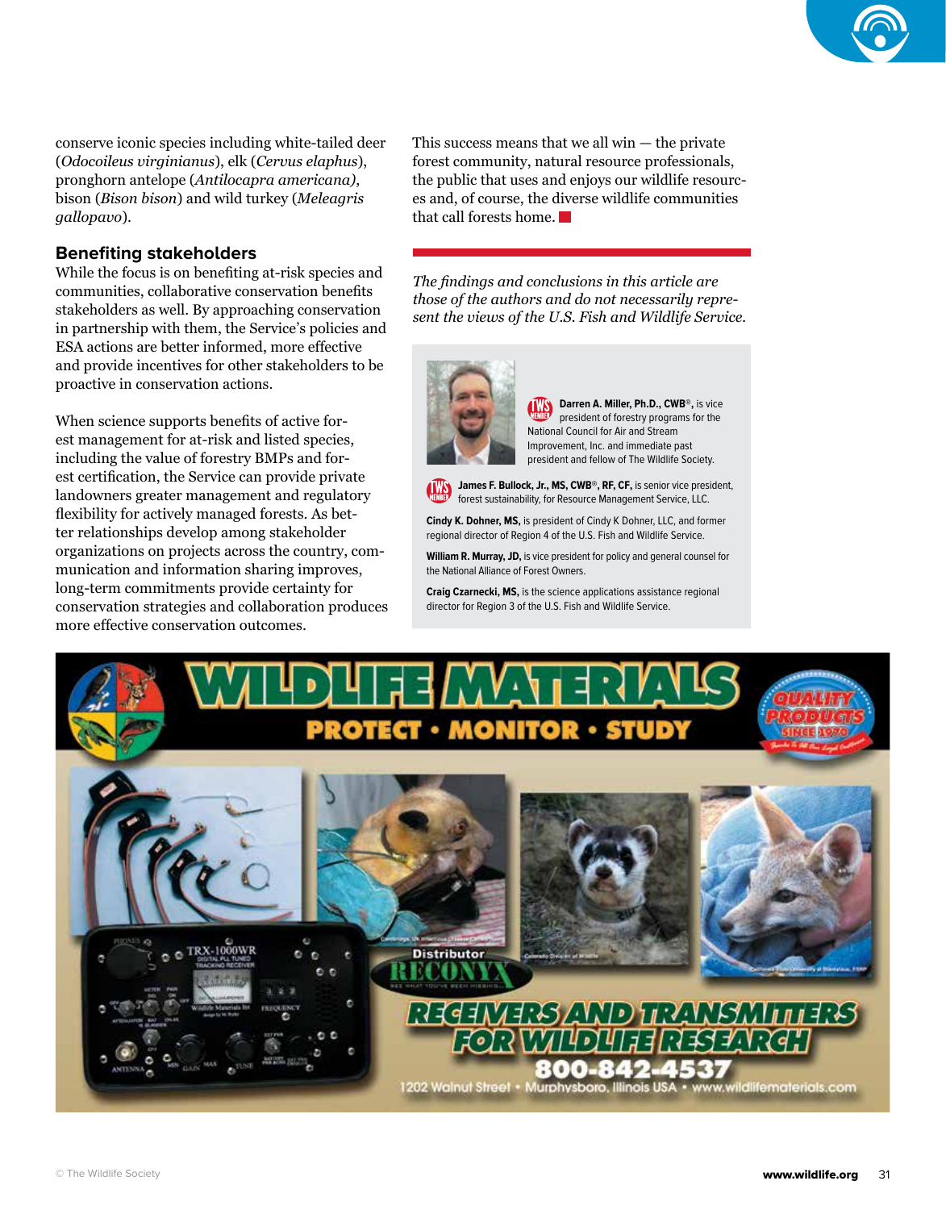conserve iconic species including white-tailed deer (*Odocoileus virginianus*), elk (*Cervus elaphus*), pronghorn antelope (*Antilocapra americana)*, bison (*Bison bison*) and wild turkey (*Meleagris gallopavo*).

## Benefiting stakeholders

While the focus is on benefiting at-risk species and communities, collaborative conservation benefits stakeholders as well. By approaching conservation in partnership with them, the Service's policies and ESA actions are better informed, more effective and provide incentives for other stakeholders to be proactive in conservation actions.

When science supports benefits of active forest management for at-risk and listed species, including the value of forestry BMPs and forest certification, the Service can provide private landowners greater management and regulatory flexibility for actively managed forests. As better relationships develop among stakeholder organizations on projects across the country, communication and information sharing improves, long-term commitments provide certainty for conservation strategies and collaboration produces more effective conservation outcomes.

This success means that we all win — the private forest community, natural resource professionals, the public that uses and enjoys our wildlife resources and, of course, the diverse wildlife communities that call forests home.

*The findings and conclusions in this article are those of the authors and do not necessarily represent the views of the U.S. Fish and Wildlife Service.*

**Darren A. Miller, Ph.D., CWB®,** is vice president of forestry programs for the National Council for Air and Stream Improvement, Inc. and immediate past president and fellow of The Wildlife Society.

**James F. Bullock, Jr., MS, CWB®, RF, CF,** is senior vice president, forest sustainability, for Resource Management Service, LLC.

**Cindy K. Dohner, MS,** is president of Cindy K Dohner, LLC, and former regional director of Region 4 of the U.S. Fish and Wildlife Service.

**William R. Murray, JD,** is vice president for policy and general counsel for the National Alliance of Forest Owners.

**Craig Czarnecki, MS,** is the science applications assistance regional director for Region 3 of the U.S. Fish and Wildlife Service.

WILDLIFE MATERIALS

PROTECT • MONITOR • STUDY

QUALITY PRODUCTS SINCE 1970

Distributor RECONYX

RECEIVERS AND TRANSMITTERS FOR WILDLIFE RESEARCH

800-842-4537

1202 Walnut Street • Murphysboro, Illinois USA • www.wildlifematerials.com